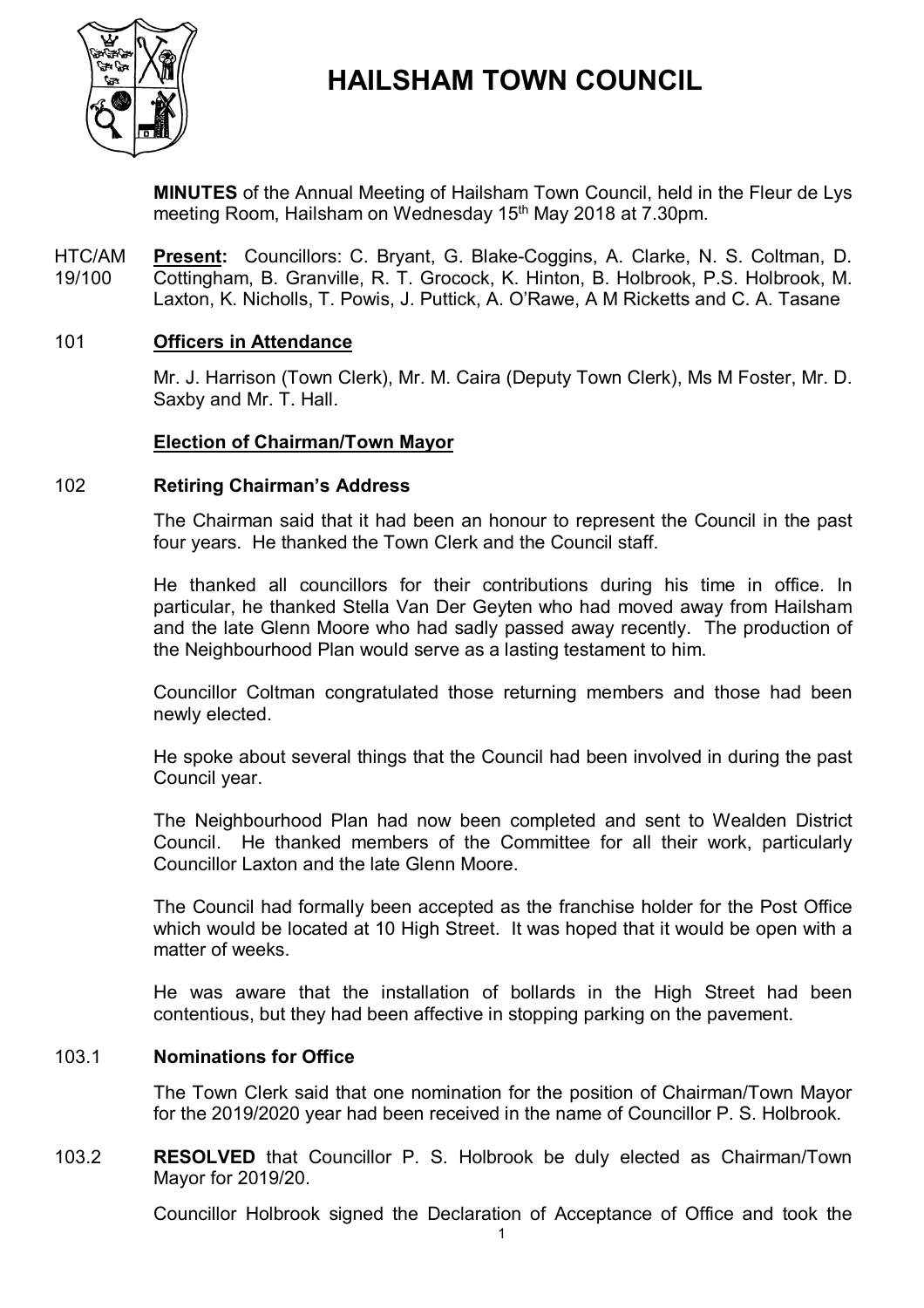# HAILSHAM TOWN COUNCIL

**MINUTES** of the Annual Meeting of Hailsham Town Council, held in the Fleur de Lys meeting Room, Hailsham on Wednesday 15th May 2018 at 7.30pm.

HTC/AM 19/100 **Present:** Councillors: C. Bryant, G. Blake-Coggins, A. Clarke, N. S. Coltman, D. Cottingham, B. Granville, R. T. Grocock, K. Hinton, B. Holbrook, P.S. Holbrook, M. Laxton, K. Nicholls, T. Powis, J. Puttick, A. O'Rawe, A M Ricketts and C. A. Tasane

101 **Officers in Attendance**

Mr. J. Harrison (Town Clerk), Mr. M. Caira (Deputy Town Clerk), Ms M Foster, Mr. D. Saxby and Mr. T. Hall.

**Election of Chairman/Town Mayor**

102 **Retiring Chairman's Address**

The Chairman said that it had been an honour to represent the Council in the past four years. He thanked the Town Clerk and the Council staff.

He thanked all councillors for their contributions during his time in office. In particular, he thanked Stella Van Der Geyten who had moved away from Hailsham and the late Glenn Moore who had sadly passed away recently. The production of the Neighbourhood Plan would serve as a lasting testament to him.

Councillor Coltman congratulated those returning members and those had been newly elected.

He spoke about several things that the Council had been involved in during the past Council year.

The Neighbourhood Plan had now been completed and sent to Wealden District Council. He thanked members of the Committee for all their work, particularly Councillor Laxton and the late Glenn Moore.

The Council had formally been accepted as the franchise holder for the Post Office which would be located at 10 High Street. It was hoped that it would be open with a matter of weeks.

He was aware that the installation of bollards in the High Street had been contentious, but they had been affective in stopping parking on the pavement.

103.1 **Nominations for Office**

The Town Clerk said that one nomination for the position of Chairman/Town Mayor for the 2019/2020 year had been received in the name of Councillor P. S. Holbrook.

103.2 **RESOLVED** that Councillor P. S. Holbrook be duly elected as Chairman/Town Mayor for 2019/20.

Councillor Holbrook signed the Declaration of Acceptance of Office and took the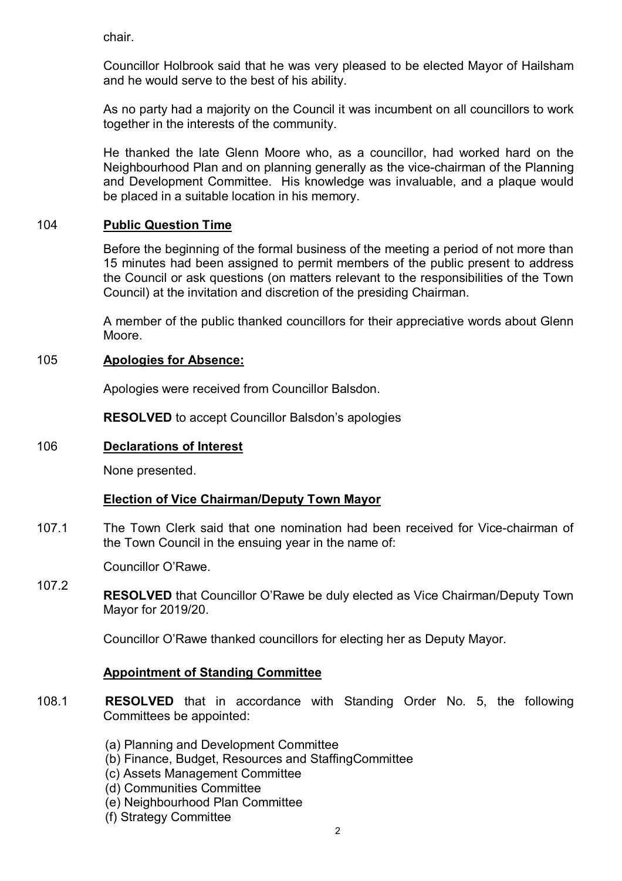chair.

Councillor Holbrook said that he was very pleased to be elected Mayor of Hailsham and he would serve to the best of his ability.

As no party had a majority on the Council it was incumbent on all councillors to work together in the interests of the community.

He thanked the late Glenn Moore who, as a councillor, had worked hard on the Neighbourhood Plan and on planning generally as the vice-chairman of the Planning and Development Committee. His knowledge was invaluable, and a plaque would be placed in a suitable location in his memory.

104 **Public Question Time**

Before the beginning of the formal business of the meeting a period of not more than 15 minutes had been assigned to permit members of the public present to address the Council or ask questions (on matters relevant to the responsibilities of the Town Council) at the invitation and discretion of the presiding Chairman.

A member of the public thanked councillors for their appreciative words about Glenn Moore.

105 **Apologies for Absence:**

Apologies were received from Councillor Balsdon.

**RESOLVED** to accept Councillor Balsdon's apologies

106 **Declarations of Interest**

None presented.

**Election of Vice Chairman/Deputy Town Mayor**

107.1 The Town Clerk said that one nomination had been received for Vice-chairman of the Town Council in the ensuing year in the name of:

Councillor O'Rawe.

107.2 **RESOLVED** that Councillor O'Rawe be duly elected as Vice Chairman/Deputy Town Mayor for 2019/20.

Councillor O'Rawe thanked councillors for electing her as Deputy Mayor.

**Appointment of Standing Committee**

108.1 **RESOLVED** that in accordance with Standing Order No. 5, the following Committees be appointed:

(a) Planning and Development Committee
(b) Finance, Budget, Resources and StaffingCommittee
(c) Assets Management Committee
(d) Communities Committee
(e) Neighbourhood Plan Committee
(f) Strategy Committee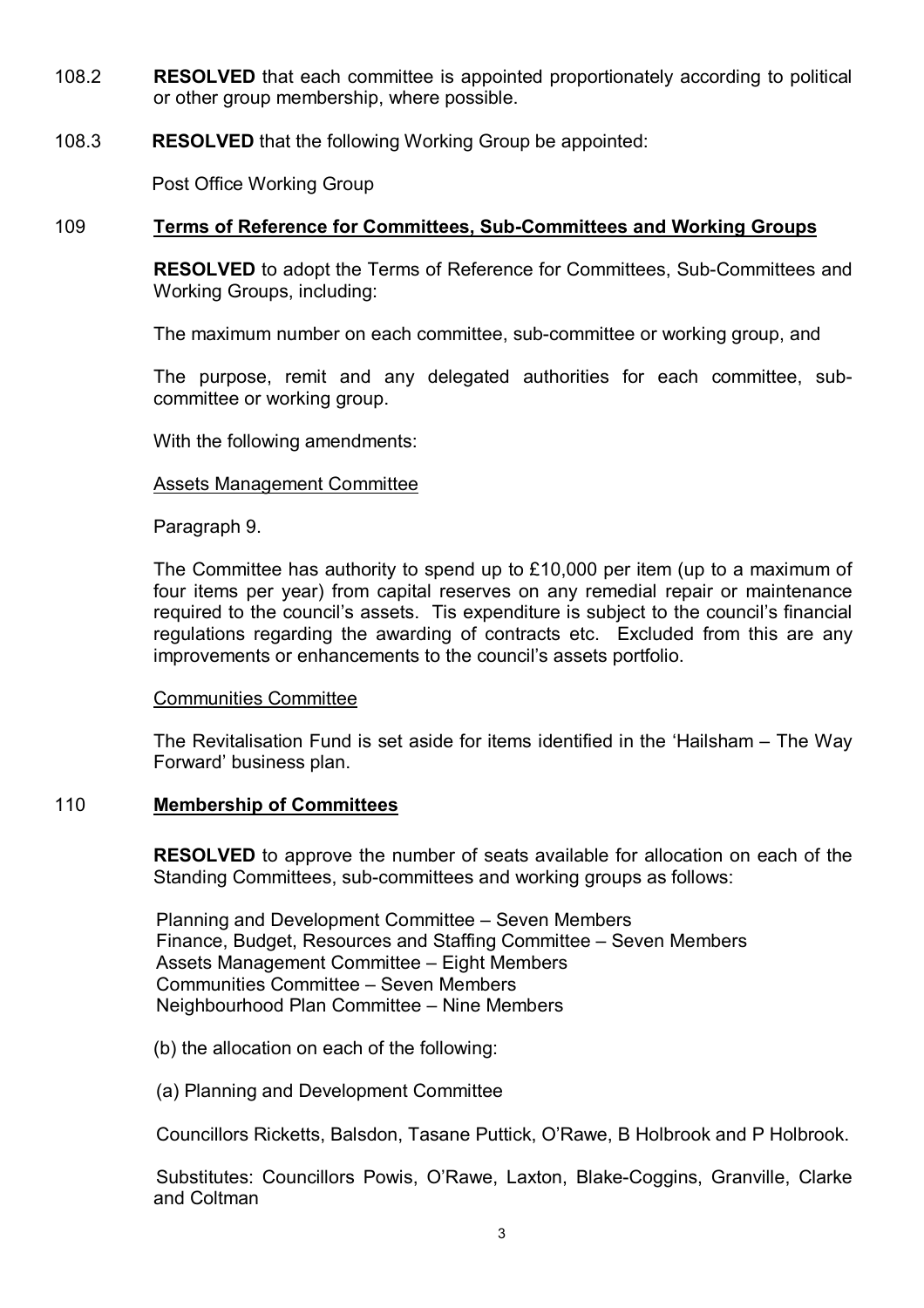108.2 **RESOLVED** that each committee is appointed proportionately according to political or other group membership, where possible.

108.3 **RESOLVED** that the following Working Group be appointed:

Post Office Working Group

## 109 Terms of Reference for Committees, Sub-Committees and Working Groups

**RESOLVED** to adopt the Terms of Reference for Committees, Sub-Committees and Working Groups, including:

The maximum number on each committee, sub-committee or working group, and

The purpose, remit and any delegated authorities for each committee, sub-committee or working group.

With the following amendments:

Assets Management Committee

Paragraph 9.

The Committee has authority to spend up to £10,000 per item (up to a maximum of four items per year) from capital reserves on any remedial repair or maintenance required to the council's assets. Tis expenditure is subject to the council's financial regulations regarding the awarding of contracts etc. Excluded from this are any improvements or enhancements to the council's assets portfolio.

Communities Committee

The Revitalisation Fund is set aside for items identified in the 'Hailsham – The Way Forward' business plan.

## 110 Membership of Committees

**RESOLVED** to approve the number of seats available for allocation on each of the Standing Committees, sub-committees and working groups as follows:

Planning and Development Committee – Seven Members
Finance, Budget, Resources and Staffing Committee – Seven Members
Assets Management Committee – Eight Members
Communities Committee – Seven Members
Neighbourhood Plan Committee – Nine Members

(b) the allocation on each of the following:

(a) Planning and Development Committee

Councillors Ricketts, Balsdon, Tasane Puttick, O'Rawe, B Holbrook and P Holbrook.

Substitutes: Councillors Powis, O'Rawe, Laxton, Blake-Coggins, Granville, Clarke and Coltman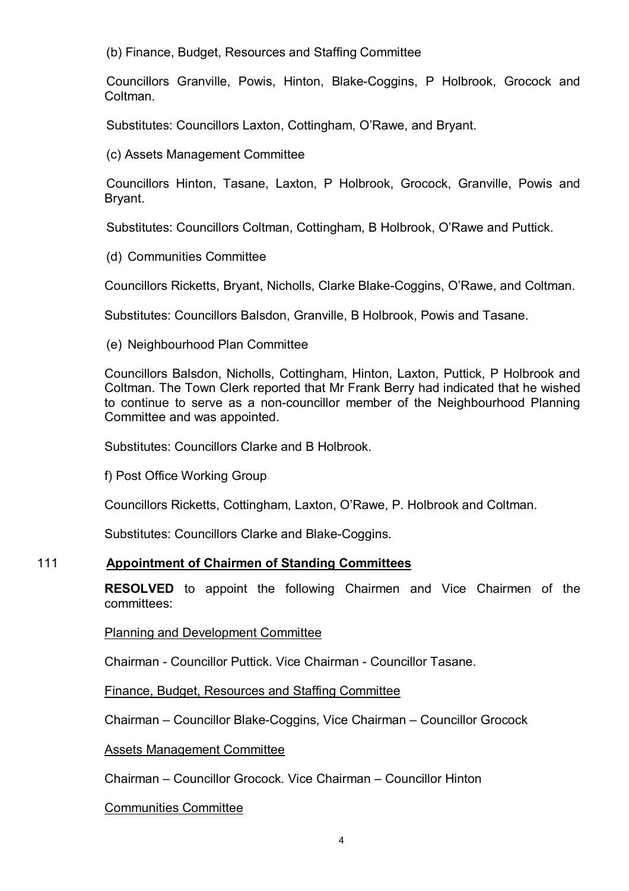(b) Finance, Budget, Resources and Staffing Committee

Councillors Granville, Powis, Hinton, Blake-Coggins, P Holbrook, Grocock and Coltman.

Substitutes: Councillors Laxton, Cottingham, O'Rawe, and Bryant.

(c) Assets Management Committee

Councillors Hinton, Tasane, Laxton, P Holbrook, Grocock, Granville, Powis and Bryant.

Substitutes: Councillors Coltman, Cottingham, B Holbrook, O'Rawe and Puttick.

(d) Communities Committee

Councillors Ricketts, Bryant, Nicholls, Clarke Blake-Coggins, O'Rawe, and Coltman.

Substitutes: Councillors Balsdon, Granville, B Holbrook, Powis and Tasane.

(e) Neighbourhood Plan Committee

Councillors Balsdon, Nicholls, Cottingham, Hinton, Laxton, Puttick, P Holbrook and Coltman. The Town Clerk reported that Mr Frank Berry had indicated that he wished to continue to serve as a non-councillor member of the Neighbourhood Planning Committee and was appointed.

Substitutes: Councillors Clarke and B Holbrook.

f) Post Office Working Group

Councillors Ricketts, Cottingham, Laxton, O'Rawe, P. Holbrook and Coltman.

Substitutes: Councillors Clarke and Blake-Coggins.

## 111 Appointment of Chairmen of Standing Committees

**RESOLVED** to appoint the following Chairmen and Vice Chairmen of the committees:

Planning and Development Committee

Chairman - Councillor Puttick. Vice Chairman - Councillor Tasane.

Finance, Budget, Resources and Staffing Committee

Chairman – Councillor Blake-Coggins, Vice Chairman – Councillor Grocock

Assets Management Committee

Chairman – Councillor Grocock. Vice Chairman – Councillor Hinton

Communities Committee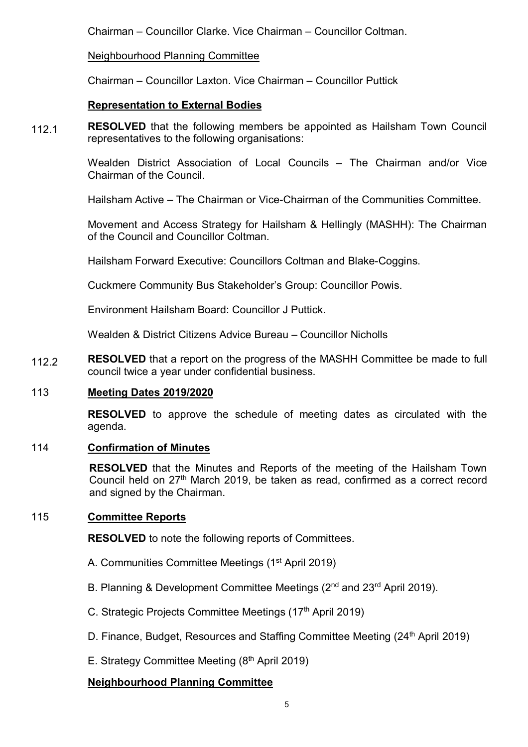Chairman – Councillor Clarke. Vice Chairman – Councillor Coltman.

Neighbourhood Planning Committee

Chairman – Councillor Laxton. Vice Chairman – Councillor Puttick

**Representation to External Bodies**

112.1 **RESOLVED** that the following members be appointed as Hailsham Town Council representatives to the following organisations:

Wealden District Association of Local Councils – The Chairman and/or Vice Chairman of the Council.

Hailsham Active – The Chairman or Vice-Chairman of the Communities Committee.

Movement and Access Strategy for Hailsham & Hellingly (MASHH): The Chairman of the Council and Councillor Coltman.

Hailsham Forward Executive: Councillors Coltman and Blake-Coggins.

Cuckmere Community Bus Stakeholder's Group: Councillor Powis.

Environment Hailsham Board: Councillor J Puttick.

Wealden & District Citizens Advice Bureau – Councillor Nicholls

112.2 **RESOLVED** that a report on the progress of the MASHH Committee be made to full council twice a year under confidential business.

113 **Meeting Dates 2019/2020**

**RESOLVED** to approve the schedule of meeting dates as circulated with the agenda.

114 **Confirmation of Minutes**

**RESOLVED** that the Minutes and Reports of the meeting of the Hailsham Town Council held on 27th March 2019, be taken as read, confirmed as a correct record and signed by the Chairman.

115 **Committee Reports**

**RESOLVED** to note the following reports of Committees.

A. Communities Committee Meetings (1st April 2019)

B. Planning & Development Committee Meetings (2nd and 23rd April 2019).

C. Strategic Projects Committee Meetings (17th April 2019)

D. Finance, Budget, Resources and Staffing Committee Meeting (24th April 2019)

E. Strategy Committee Meeting (8th April 2019)

**Neighbourhood Planning Committee**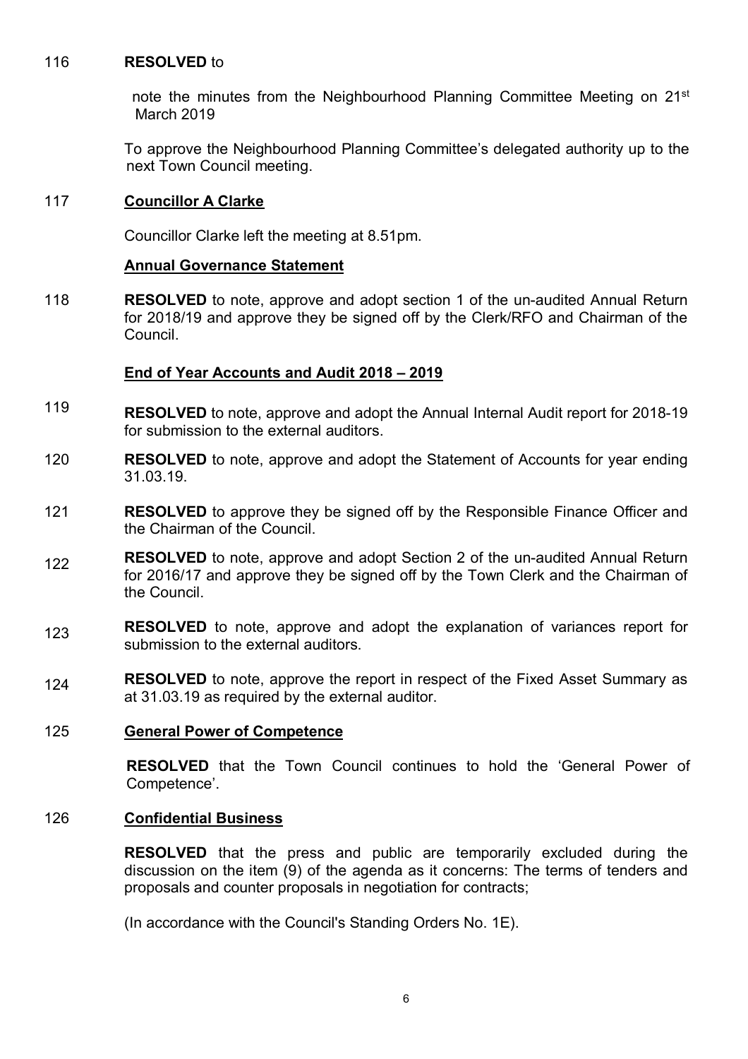116 **RESOLVED** to

note the minutes from the Neighbourhood Planning Committee Meeting on 21st March 2019

To approve the Neighbourhood Planning Committee's delegated authority up to the next Town Council meeting.

117 **Councillor A Clarke**

Councillor Clarke left the meeting at 8.51pm.

**Annual Governance Statement**

118 **RESOLVED** to note, approve and adopt section 1 of the un-audited Annual Return for 2018/19 and approve they be signed off by the Clerk/RFO and Chairman of the Council.

**End of Year Accounts and Audit 2018 – 2019**

119 **RESOLVED** to note, approve and adopt the Annual Internal Audit report for 2018-19 for submission to the external auditors.

120 **RESOLVED** to note, approve and adopt the Statement of Accounts for year ending 31.03.19.

121 **RESOLVED** to approve they be signed off by the Responsible Finance Officer and the Chairman of the Council.

122 **RESOLVED** to note, approve and adopt Section 2 of the un-audited Annual Return for 2016/17 and approve they be signed off by the Town Clerk and the Chairman of the Council.

123 **RESOLVED** to note, approve and adopt the explanation of variances report for submission to the external auditors.

124 **RESOLVED** to note, approve the report in respect of the Fixed Asset Summary as at 31.03.19 as required by the external auditor.

125 **General Power of Competence**

**RESOLVED** that the Town Council continues to hold the 'General Power of Competence'.

126 **Confidential Business**

**RESOLVED** that the press and public are temporarily excluded during the discussion on the item (9) of the agenda as it concerns: The terms of tenders and proposals and counter proposals in negotiation for contracts;

(In accordance with the Council's Standing Orders No. 1E).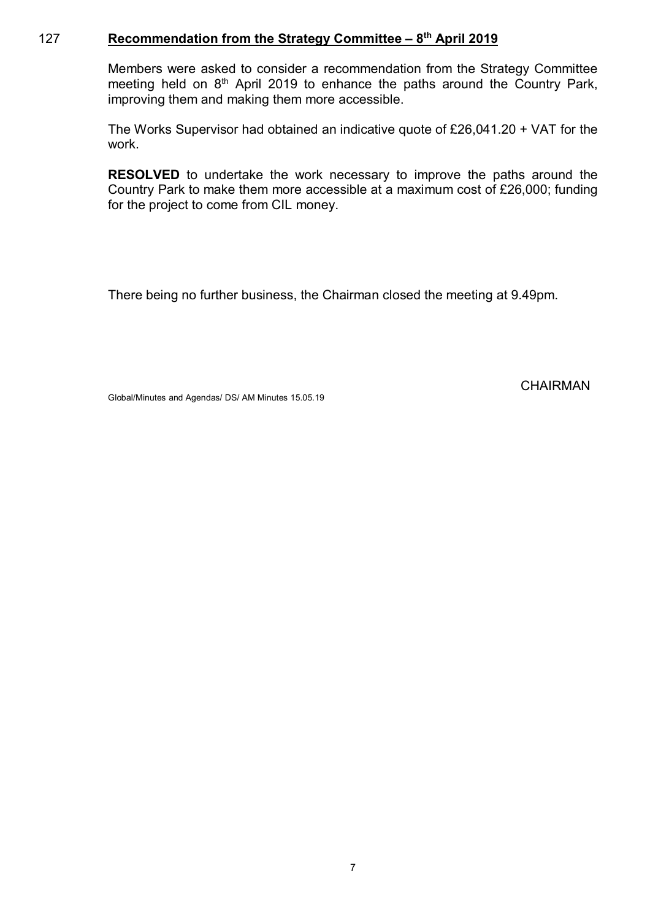## 127 Recommendation from the Strategy Committee – 8th April 2019

Members were asked to consider a recommendation from the Strategy Committee meeting held on 8th April 2019 to enhance the paths around the Country Park, improving them and making them more accessible.

The Works Supervisor had obtained an indicative quote of £26,041.20 + VAT for the work.

**RESOLVED** to undertake the work necessary to improve the paths around the Country Park to make them more accessible at a maximum cost of £26,000; funding for the project to come from CIL money.

There being no further business, the Chairman closed the meeting at 9.49pm.

CHAIRMAN

Global/Minutes and Agendas/ DS/ AM Minutes 15.05.19